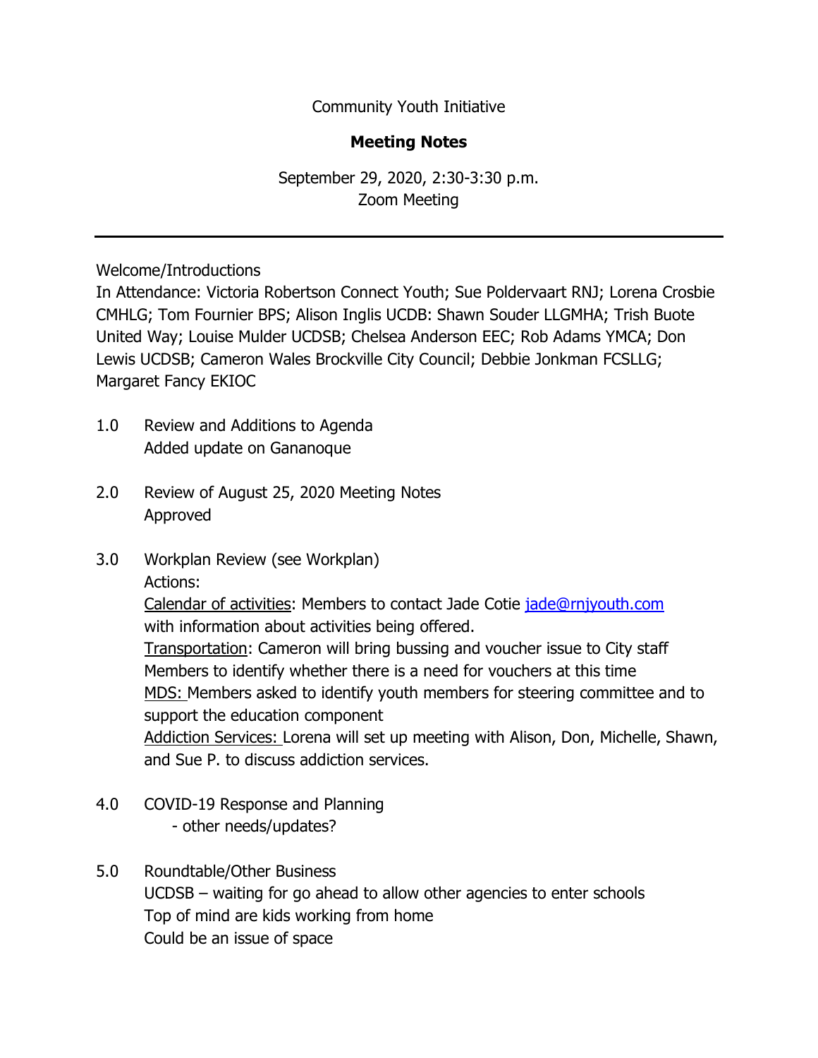Community Youth Initiative

**Meeting Notes**

September 29, 2020, 2:30-3:30 p.m.
Zoom Meeting

---

Welcome/Introductions

In Attendance: Victoria Robertson Connect Youth; Sue Poldervaart RNJ; Lorena Crosbie CMHLG; Tom Fournier BPS; Alison Inglis UCDB: Shawn Souder LLGMHA; Trish Buote United Way; Louise Mulder UCDSB; Chelsea Anderson EEC; Rob Adams YMCA; Don Lewis UCDSB; Cameron Wales Brockville City Council; Debbie Jonkman FCSLLG; Margaret Fancy EKIOC

1.0 Review and Additions to Agenda
Added update on Gananoque

2.0 Review of August 25, 2020 Meeting Notes
Approved

3.0 Workplan Review (see Workplan)
Actions:
Calendar of activities: Members to contact Jade Cotie jade@rnjyouth.com with information about activities being offered.
Transportation: Cameron will bring bussing and voucher issue to City staff
Members to identify whether there is a need for vouchers at this time
MDS: Members asked to identify youth members for steering committee and to support the education component
Addiction Services: Lorena will set up meeting with Alison, Don, Michelle, Shawn, and Sue P. to discuss addiction services.

4.0 COVID-19 Response and Planning
- other needs/updates?

5.0 Roundtable/Other Business
UCDSB – waiting for go ahead to allow other agencies to enter schools
Top of mind are kids working from home
Could be an issue of space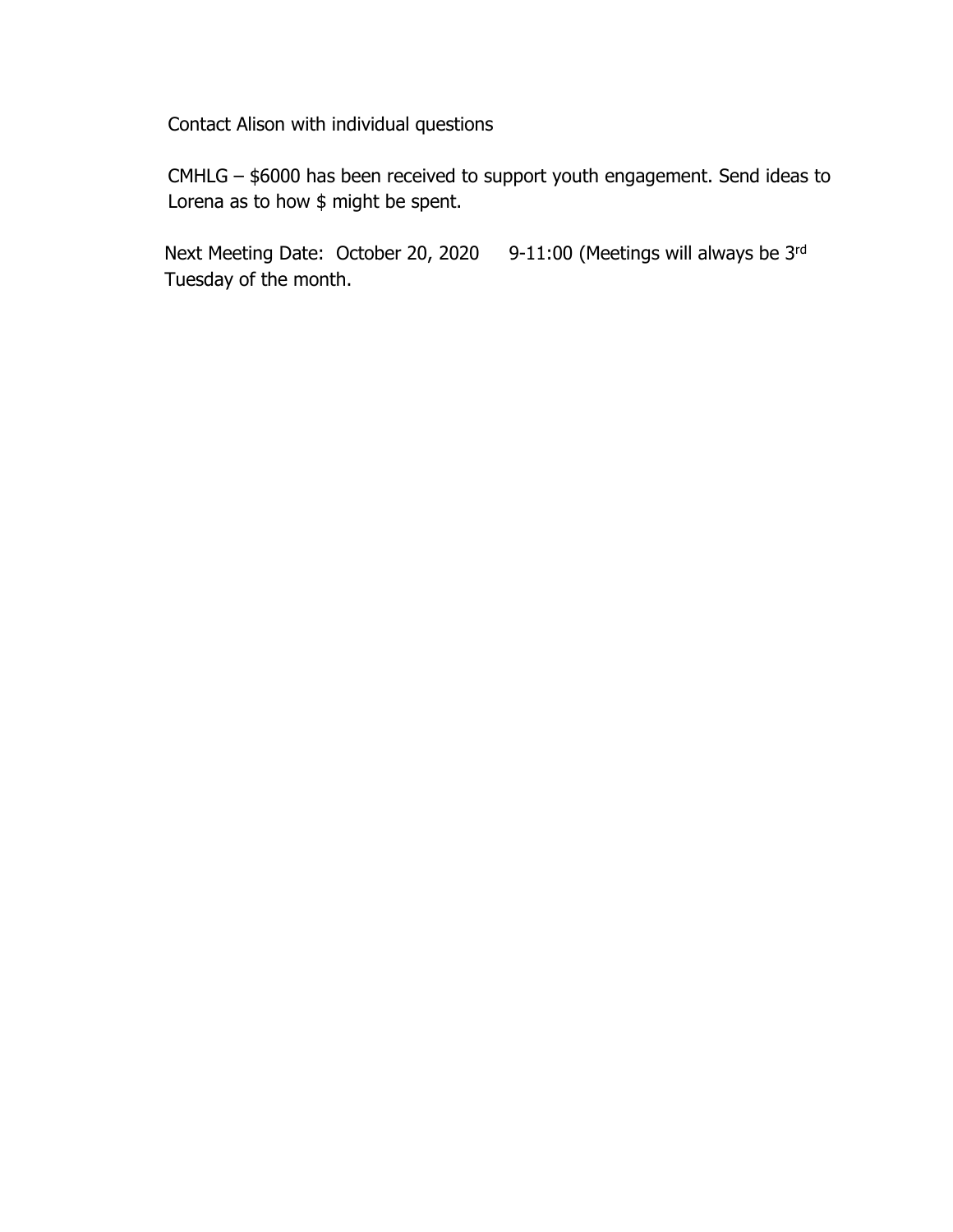Contact Alison with individual questions

CMHLG – $6000 has been received to support youth engagement. Send ideas to Lorena as to how $ might be spent.

Next Meeting Date: October 20, 2020 9-11:00 (Meetings will always be 3rd Tuesday of the month.